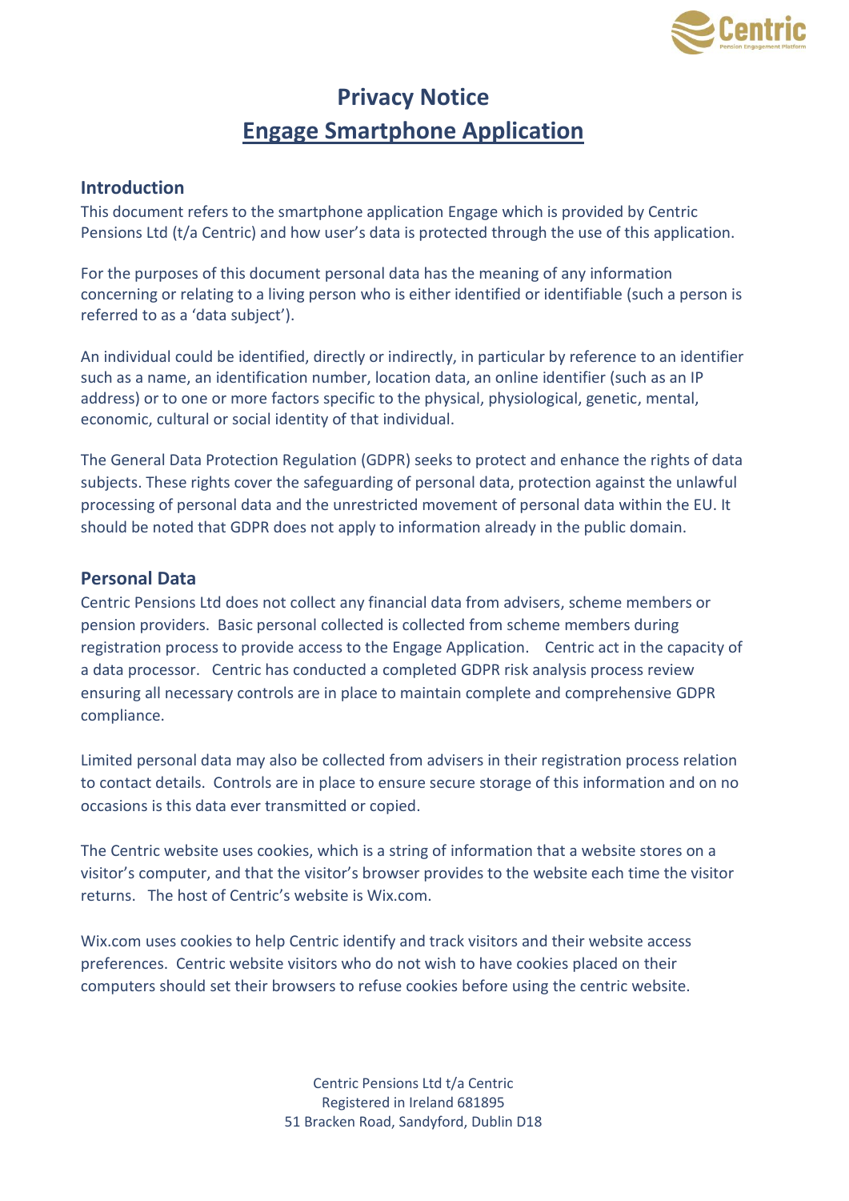# Privacy Notice

## Engage Smartphone Application

### Introduction

This document refers to the smartphone application Engage which is provided by Centric Pensions Ltd (t/a Centric) and how user's data is protected through the use of this application.

For the purposes of this document personal data has the meaning of any information concerning or relating to a living person who is either identified or identifiable (such a person is referred to as a 'data subject').

An individual could be identified, directly or indirectly, in particular by reference to an identifier such as a name, an identification number, location data, an online identifier (such as an IP address) or to one or more factors specific to the physical, physiological, genetic, mental, economic, cultural or social identity of that individual.

The General Data Protection Regulation (GDPR) seeks to protect and enhance the rights of data subjects. These rights cover the safeguarding of personal data, protection against the unlawful processing of personal data and the unrestricted movement of personal data within the EU. It should be noted that GDPR does not apply to information already in the public domain.

### Personal Data

Centric Pensions Ltd does not collect any financial data from advisers, scheme members or pension providers. Basic personal collected is collected from scheme members during registration process to provide access to the Engage Application. Centric act in the capacity of a data processor. Centric has conducted a completed GDPR risk analysis process review ensuring all necessary controls are in place to maintain complete and comprehensive GDPR compliance.

Limited personal data may also be collected from advisers in their registration process relation to contact details. Controls are in place to ensure secure storage of this information and on no occasions is this data ever transmitted or copied.

The Centric website uses cookies, which is a string of information that a website stores on a visitor's computer, and that the visitor's browser provides to the website each time the visitor returns. The host of Centric's website is Wix.com.

Wix.com uses cookies to help Centric identify and track visitors and their website access preferences. Centric website visitors who do not wish to have cookies placed on their computers should set their browsers to refuse cookies before using the centric website.

Centric Pensions Ltd t/a Centric
Registered in Ireland 681895
51 Bracken Road, Sandyford, Dublin D18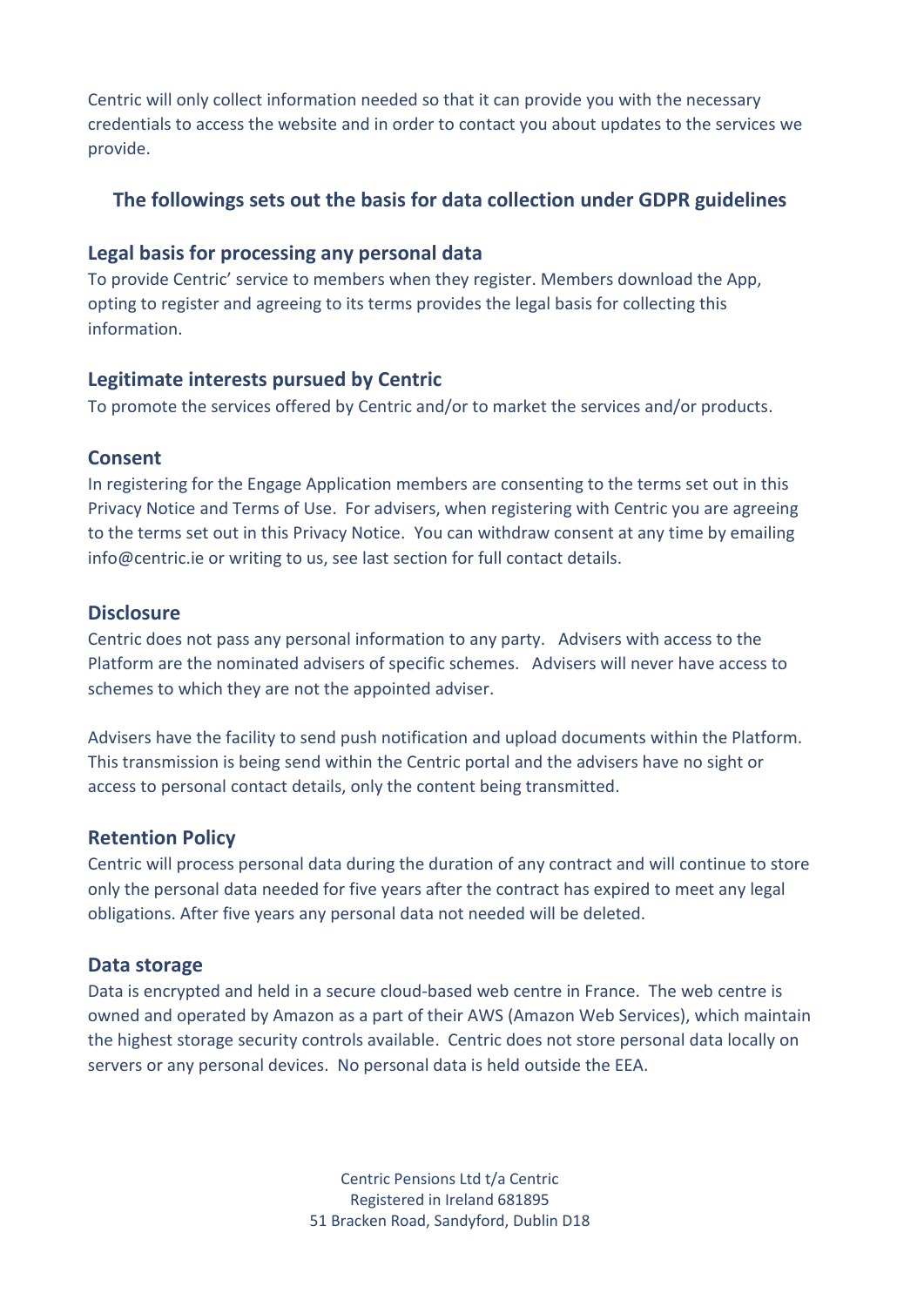Centric will only collect information needed so that it can provide you with the necessary credentials to access the website and in order to contact you about updates to the services we provide.

## The followings sets out the basis for data collection under GDPR guidelines

### Legal basis for processing any personal data

To provide Centric' service to members when they register. Members download the App, opting to register and agreeing to its terms provides the legal basis for collecting this information.

### Legitimate interests pursued by Centric

To promote the services offered by Centric and/or to market the services and/or products.

### Consent

In registering for the Engage Application members are consenting to the terms set out in this Privacy Notice and Terms of Use. For advisers, when registering with Centric you are agreeing to the terms set out in this Privacy Notice. You can withdraw consent at any time by emailing info@centric.ie or writing to us, see last section for full contact details.

### Disclosure

Centric does not pass any personal information to any party. Advisers with access to the Platform are the nominated advisers of specific schemes. Advisers will never have access to schemes to which they are not the appointed adviser.

Advisers have the facility to send push notification and upload documents within the Platform. This transmission is being send within the Centric portal and the advisers have no sight or access to personal contact details, only the content being transmitted.

### Retention Policy

Centric will process personal data during the duration of any contract and will continue to store only the personal data needed for five years after the contract has expired to meet any legal obligations. After five years any personal data not needed will be deleted.

### Data storage

Data is encrypted and held in a secure cloud-based web centre in France. The web centre is owned and operated by Amazon as a part of their AWS (Amazon Web Services), which maintain the highest storage security controls available. Centric does not store personal data locally on servers or any personal devices. No personal data is held outside the EEA.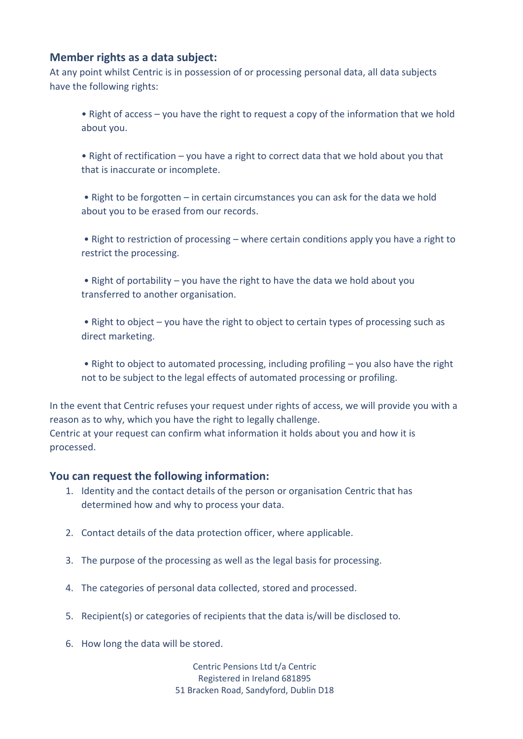## Member rights as a data subject:

At any point whilst Centric is in possession of or processing personal data, all data subjects have the following rights:

- Right of access – you have the right to request a copy of the information that we hold about you.
- Right of rectification – you have a right to correct data that we hold about you that that is inaccurate or incomplete.
- Right to be forgotten – in certain circumstances you can ask for the data we hold about you to be erased from our records.
- Right to restriction of processing – where certain conditions apply you have a right to restrict the processing.
- Right of portability – you have the right to have the data we hold about you transferred to another organisation.
- Right to object – you have the right to object to certain types of processing such as direct marketing.
- Right to object to automated processing, including profiling – you also have the right not to be subject to the legal effects of automated processing or profiling.

In the event that Centric refuses your request under rights of access, we will provide you with a reason as to why, which you have the right to legally challenge.
Centric at your request can confirm what information it holds about you and how it is processed.

## You can request the following information:

1. Identity and the contact details of the person or organisation Centric that has determined how and why to process your data.
2. Contact details of the data protection officer, where applicable.
3. The purpose of the processing as well as the legal basis for processing.
4. The categories of personal data collected, stored and processed.
5. Recipient(s) or categories of recipients that the data is/will be disclosed to.
6. How long the data will be stored.

Centric Pensions Ltd t/a Centric
Registered in Ireland 681895
51 Bracken Road, Sandyford, Dublin D18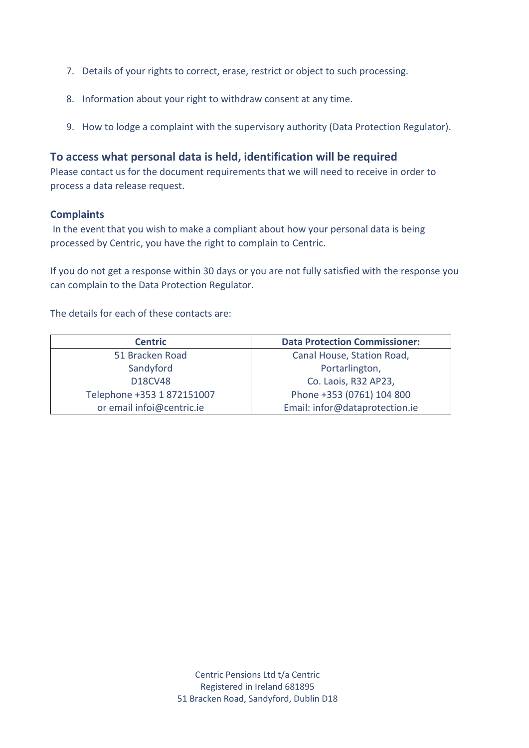7. Details of your rights to correct, erase, restrict or object to such processing.
8. Information about your right to withdraw consent at any time.
9. How to lodge a complaint with the supervisory authority (Data Protection Regulator).

### To access what personal data is held, identification will be required

Please contact us for the document requirements that we will need to receive in order to process a data release request.

### Complaints

In the event that you wish to make a compliant about how your personal data is being processed by Centric, you have the right to complain to Centric.

If you do not get a response within 30 days or you are not fully satisfied with the response you can complain to the Data Protection Regulator.

The details for each of these contacts are:

| Centric | Data Protection Commissioner: |
|---|---|
| 51 Bracken Road<br>Sandyford<br>D18CV48<br>Telephone +353 1 872151007<br>or email infoi@centric.ie | Canal House, Station Road,<br>Portarlington,<br>Co. Laois, R32 AP23,<br>Phone +353 (0761) 104 800<br>Email: infor@dataprotection.ie |

Centric Pensions Ltd t/a Centric
Registered in Ireland 681895
51 Bracken Road, Sandyford, Dublin D18